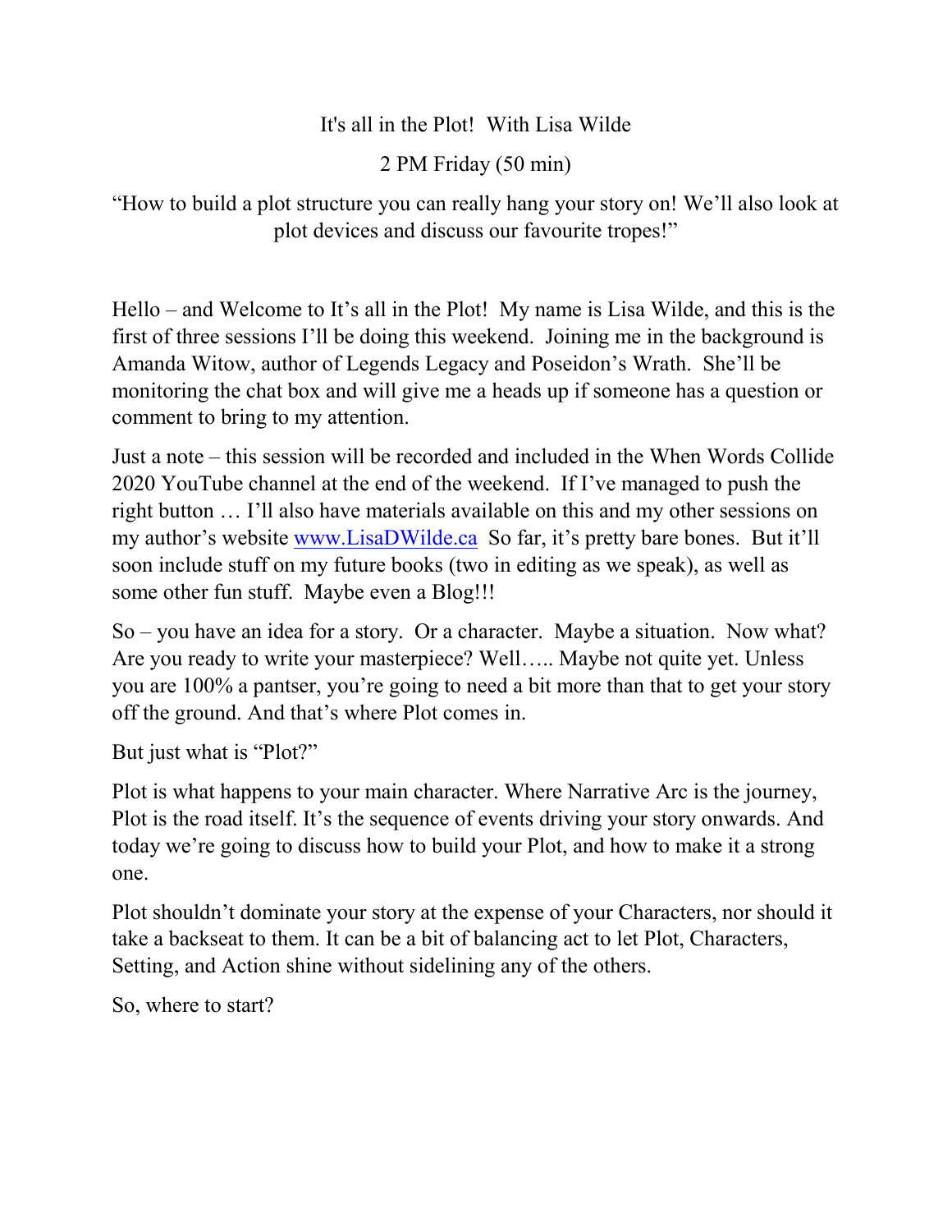# It's all in the Plot! With Lisa Wilde

2 PM Friday (50 min)

"How to build a plot structure you can really hang your story on! We'll also look at plot devices and discuss our favourite tropes!"

Hello – and Welcome to It's all in the Plot! My name is Lisa Wilde, and this is the first of three sessions I'll be doing this weekend. Joining me in the background is Amanda Witow, author of Legends Legacy and Poseidon's Wrath. She'll be monitoring the chat box and will give me a heads up if someone has a question or comment to bring to my attention.

Just a note – this session will be recorded and included in the When Words Collide 2020 YouTube channel at the end of the weekend. If I've managed to push the right button … I'll also have materials available on this and my other sessions on my author's website [www.LisaDWilde.ca](http://www.LisaDWilde.ca) So far, it's pretty bare bones. But it'll soon include stuff on my future books (two in editing as we speak), as well as some other fun stuff. Maybe even a Blog!!!

So – you have an idea for a story. Or a character. Maybe a situation. Now what? Are you ready to write your masterpiece? Well….. Maybe not quite yet. Unless you are 100% a pantser, you're going to need a bit more than that to get your story off the ground. And that's where Plot comes in.

But just what is "Plot?"

Plot is what happens to your main character. Where Narrative Arc is the journey, Plot is the road itself. It's the sequence of events driving your story onwards. And today we're going to discuss how to build your Plot, and how to make it a strong one.

Plot shouldn't dominate your story at the expense of your Characters, nor should it take a backseat to them. It can be a bit of balancing act to let Plot, Characters, Setting, and Action shine without sidelining any of the others.

So, where to start?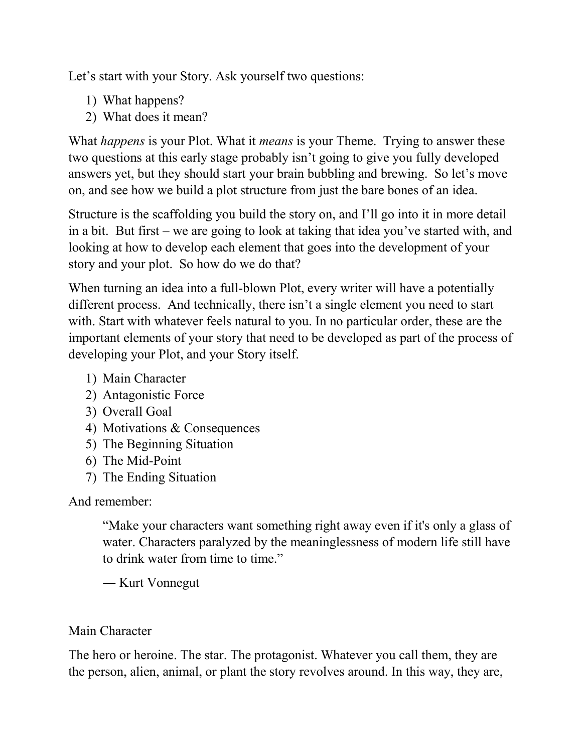Let's start with your Story. Ask yourself two questions:

1) What happens?
2) What does it mean?

What *happens* is your Plot. What it *means* is your Theme. Trying to answer these two questions at this early stage probably isn't going to give you fully developed answers yet, but they should start your brain bubbling and brewing. So let's move on, and see how we build a plot structure from just the bare bones of an idea.

Structure is the scaffolding you build the story on, and I'll go into it in more detail in a bit. But first – we are going to look at taking that idea you've started with, and looking at how to develop each element that goes into the development of your story and your plot. So how do we do that?

When turning an idea into a full-blown Plot, every writer will have a potentially different process. And technically, there isn't a single element you need to start with. Start with whatever feels natural to you. In no particular order, these are the important elements of your story that need to be developed as part of the process of developing your Plot, and your Story itself.

1) Main Character
2) Antagonistic Force
3) Overall Goal
4) Motivations & Consequences
5) The Beginning Situation
6) The Mid-Point
7) The Ending Situation

And remember:

> "Make your characters want something right away even if it's only a glass of water. Characters paralyzed by the meaninglessness of modern life still have to drink water from time to time."
>
> ― Kurt Vonnegut

## Main Character

The hero or heroine. The star. The protagonist. Whatever you call them, they are the person, alien, animal, or plant the story revolves around. In this way, they are,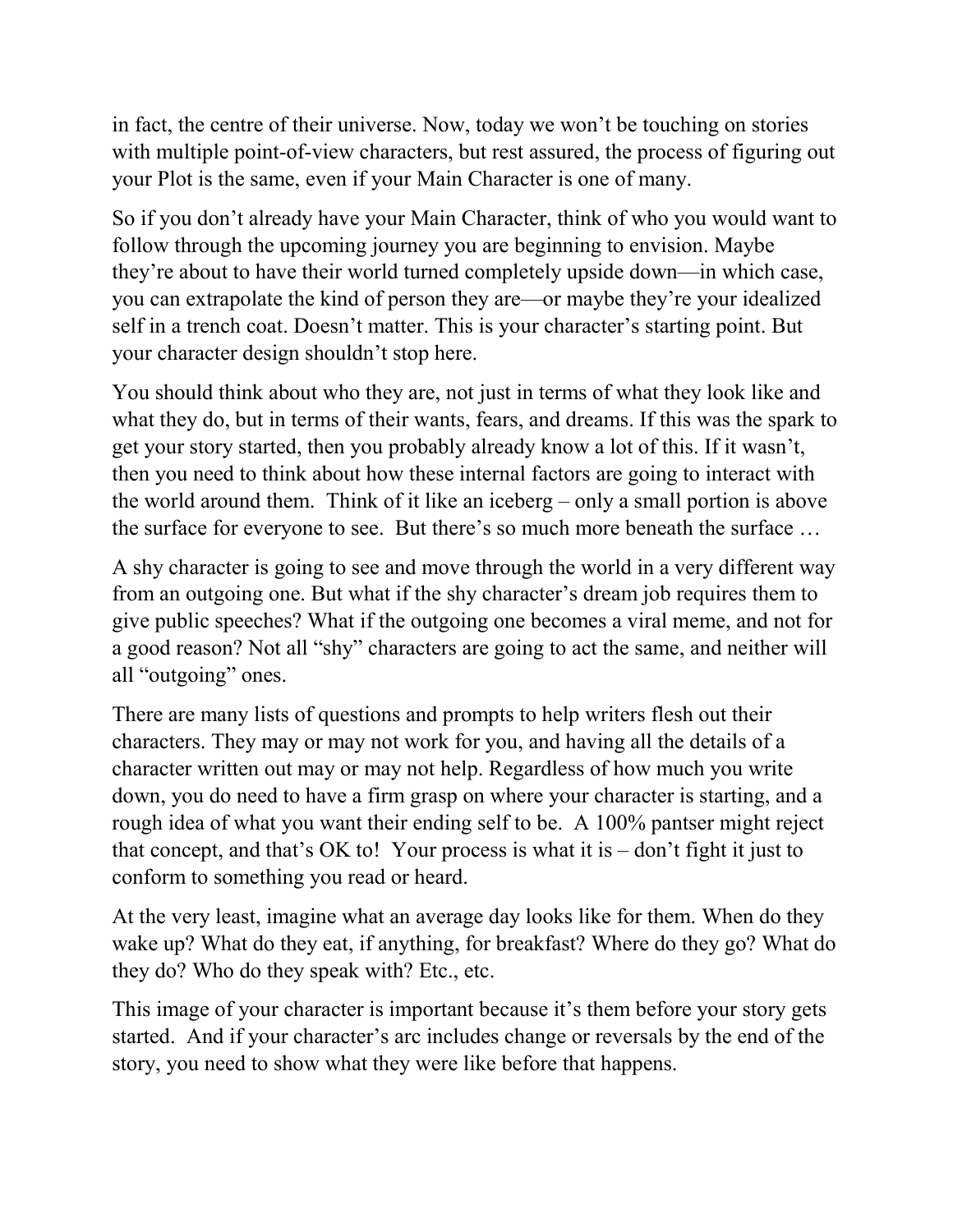in fact, the centre of their universe. Now, today we won't be touching on stories with multiple point-of-view characters, but rest assured, the process of figuring out your Plot is the same, even if your Main Character is one of many.

So if you don't already have your Main Character, think of who you would want to follow through the upcoming journey you are beginning to envision. Maybe they're about to have their world turned completely upside down—in which case, you can extrapolate the kind of person they are—or maybe they're your idealized self in a trench coat. Doesn't matter. This is your character's starting point. But your character design shouldn't stop here.

You should think about who they are, not just in terms of what they look like and what they do, but in terms of their wants, fears, and dreams. If this was the spark to get your story started, then you probably already know a lot of this. If it wasn't, then you need to think about how these internal factors are going to interact with the world around them. Think of it like an iceberg – only a small portion is above the surface for everyone to see. But there's so much more beneath the surface …

A shy character is going to see and move through the world in a very different way from an outgoing one. But what if the shy character's dream job requires them to give public speeches? What if the outgoing one becomes a viral meme, and not for a good reason? Not all "shy" characters are going to act the same, and neither will all "outgoing" ones.

There are many lists of questions and prompts to help writers flesh out their characters. They may or may not work for you, and having all the details of a character written out may or may not help. Regardless of how much you write down, you do need to have a firm grasp on where your character is starting, and a rough idea of what you want their ending self to be. A 100% pantser might reject that concept, and that's OK to! Your process is what it is – don't fight it just to conform to something you read or heard.

At the very least, imagine what an average day looks like for them. When do they wake up? What do they eat, if anything, for breakfast? Where do they go? What do they do? Who do they speak with? Etc., etc.

This image of your character is important because it's them before your story gets started. And if your character's arc includes change or reversals by the end of the story, you need to show what they were like before that happens.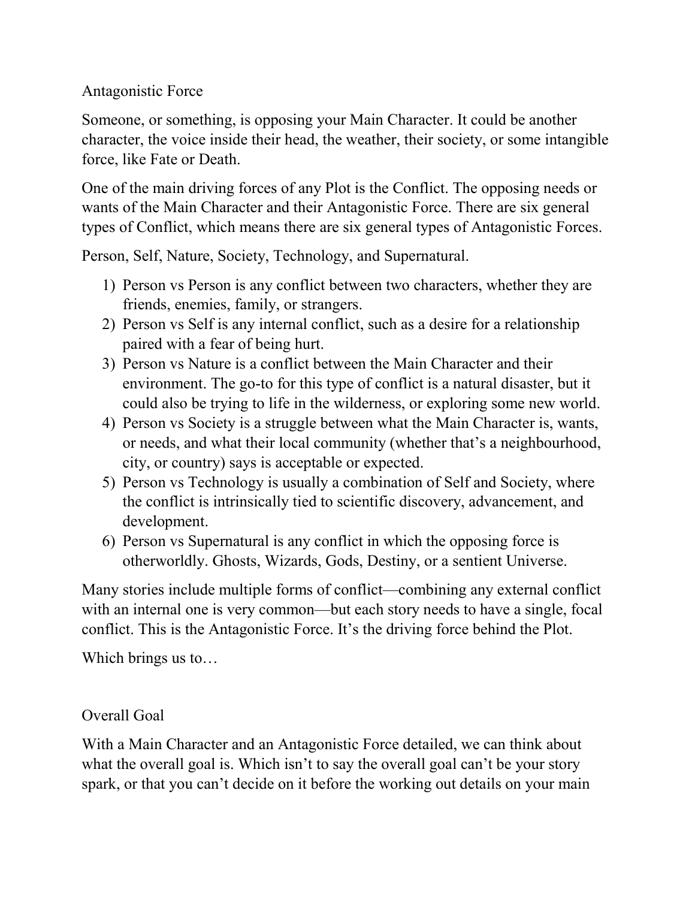## Antagonistic Force

Someone, or something, is opposing your Main Character. It could be another character, the voice inside their head, the weather, their society, or some intangible force, like Fate or Death.

One of the main driving forces of any Plot is the Conflict. The opposing needs or wants of the Main Character and their Antagonistic Force. There are six general types of Conflict, which means there are six general types of Antagonistic Forces.

Person, Self, Nature, Society, Technology, and Supernatural.

1) Person vs Person is any conflict between two characters, whether they are friends, enemies, family, or strangers.
2) Person vs Self is any internal conflict, such as a desire for a relationship paired with a fear of being hurt.
3) Person vs Nature is a conflict between the Main Character and their environment. The go-to for this type of conflict is a natural disaster, but it could also be trying to life in the wilderness, or exploring some new world.
4) Person vs Society is a struggle between what the Main Character is, wants, or needs, and what their local community (whether that's a neighbourhood, city, or country) says is acceptable or expected.
5) Person vs Technology is usually a combination of Self and Society, where the conflict is intrinsically tied to scientific discovery, advancement, and development.
6) Person vs Supernatural is any conflict in which the opposing force is otherworldly. Ghosts, Wizards, Gods, Destiny, or a sentient Universe.

Many stories include multiple forms of conflict—combining any external conflict with an internal one is very common—but each story needs to have a single, focal conflict. This is the Antagonistic Force. It's the driving force behind the Plot.

Which brings us to…

## Overall Goal

With a Main Character and an Antagonistic Force detailed, we can think about what the overall goal is. Which isn't to say the overall goal can't be your story spark, or that you can't decide on it before the working out details on your main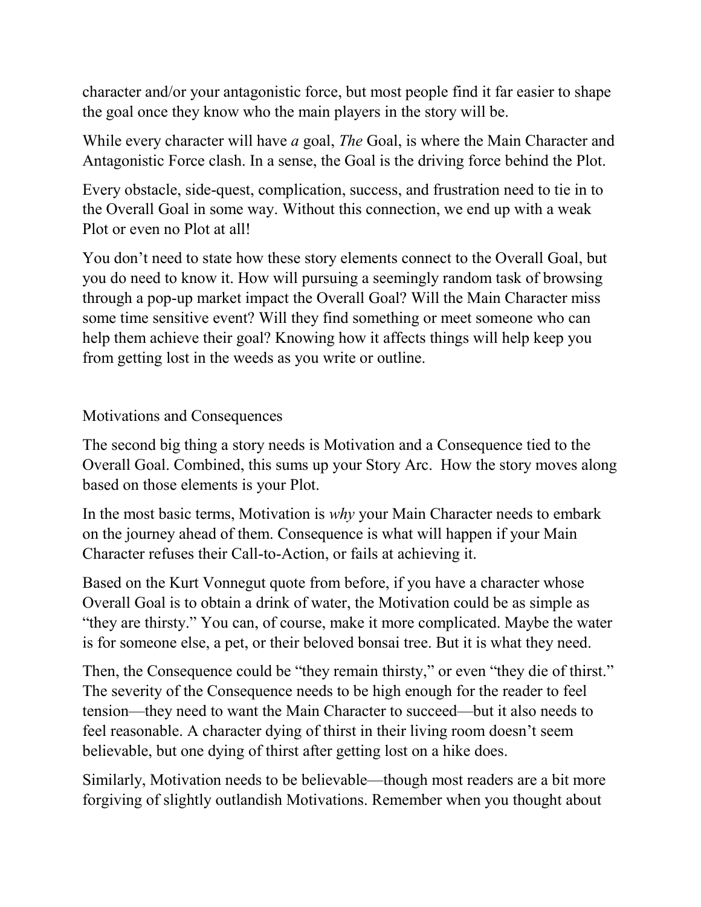character and/or your antagonistic force, but most people find it far easier to shape the goal once they know who the main players in the story will be.

While every character will have *a* goal, *The* Goal, is where the Main Character and Antagonistic Force clash. In a sense, the Goal is the driving force behind the Plot.

Every obstacle, side-quest, complication, success, and frustration need to tie in to the Overall Goal in some way. Without this connection, we end up with a weak Plot or even no Plot at all!

You don't need to state how these story elements connect to the Overall Goal, but you do need to know it. How will pursuing a seemingly random task of browsing through a pop-up market impact the Overall Goal? Will the Main Character miss some time sensitive event? Will they find something or meet someone who can help them achieve their goal? Knowing how it affects things will help keep you from getting lost in the weeds as you write or outline.

## Motivations and Consequences

The second big thing a story needs is Motivation and a Consequence tied to the Overall Goal. Combined, this sums up your Story Arc. How the story moves along based on those elements is your Plot.

In the most basic terms, Motivation is *why* your Main Character needs to embark on the journey ahead of them. Consequence is what will happen if your Main Character refuses their Call-to-Action, or fails at achieving it.

Based on the Kurt Vonnegut quote from before, if you have a character whose Overall Goal is to obtain a drink of water, the Motivation could be as simple as "they are thirsty." You can, of course, make it more complicated. Maybe the water is for someone else, a pet, or their beloved bonsai tree. But it is what they need.

Then, the Consequence could be "they remain thirsty," or even "they die of thirst." The severity of the Consequence needs to be high enough for the reader to feel tension—they need to want the Main Character to succeed—but it also needs to feel reasonable. A character dying of thirst in their living room doesn't seem believable, but one dying of thirst after getting lost on a hike does.

Similarly, Motivation needs to be believable—though most readers are a bit more forgiving of slightly outlandish Motivations. Remember when you thought about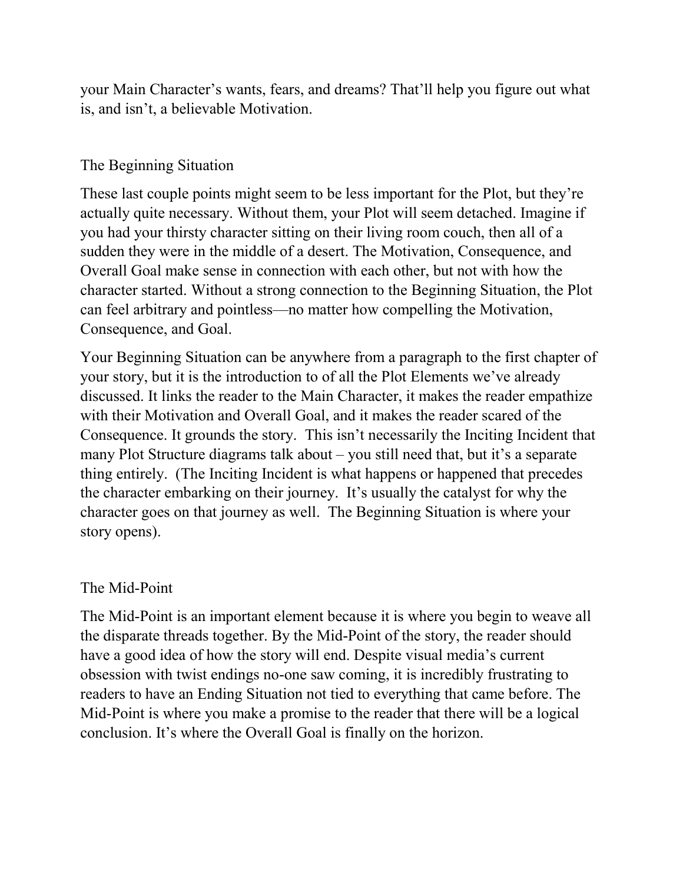your Main Character's wants, fears, and dreams? That'll help you figure out what is, and isn't, a believable Motivation.

## The Beginning Situation

These last couple points might seem to be less important for the Plot, but they're actually quite necessary. Without them, your Plot will seem detached. Imagine if you had your thirsty character sitting on their living room couch, then all of a sudden they were in the middle of a desert. The Motivation, Consequence, and Overall Goal make sense in connection with each other, but not with how the character started. Without a strong connection to the Beginning Situation, the Plot can feel arbitrary and pointless—no matter how compelling the Motivation, Consequence, and Goal.

Your Beginning Situation can be anywhere from a paragraph to the first chapter of your story, but it is the introduction to of all the Plot Elements we've already discussed. It links the reader to the Main Character, it makes the reader empathize with their Motivation and Overall Goal, and it makes the reader scared of the Consequence. It grounds the story. This isn't necessarily the Inciting Incident that many Plot Structure diagrams talk about – you still need that, but it's a separate thing entirely. (The Inciting Incident is what happens or happened that precedes the character embarking on their journey. It's usually the catalyst for why the character goes on that journey as well. The Beginning Situation is where your story opens).

## The Mid-Point

The Mid-Point is an important element because it is where you begin to weave all the disparate threads together. By the Mid-Point of the story, the reader should have a good idea of how the story will end. Despite visual media's current obsession with twist endings no-one saw coming, it is incredibly frustrating to readers to have an Ending Situation not tied to everything that came before. The Mid-Point is where you make a promise to the reader that there will be a logical conclusion. It's where the Overall Goal is finally on the horizon.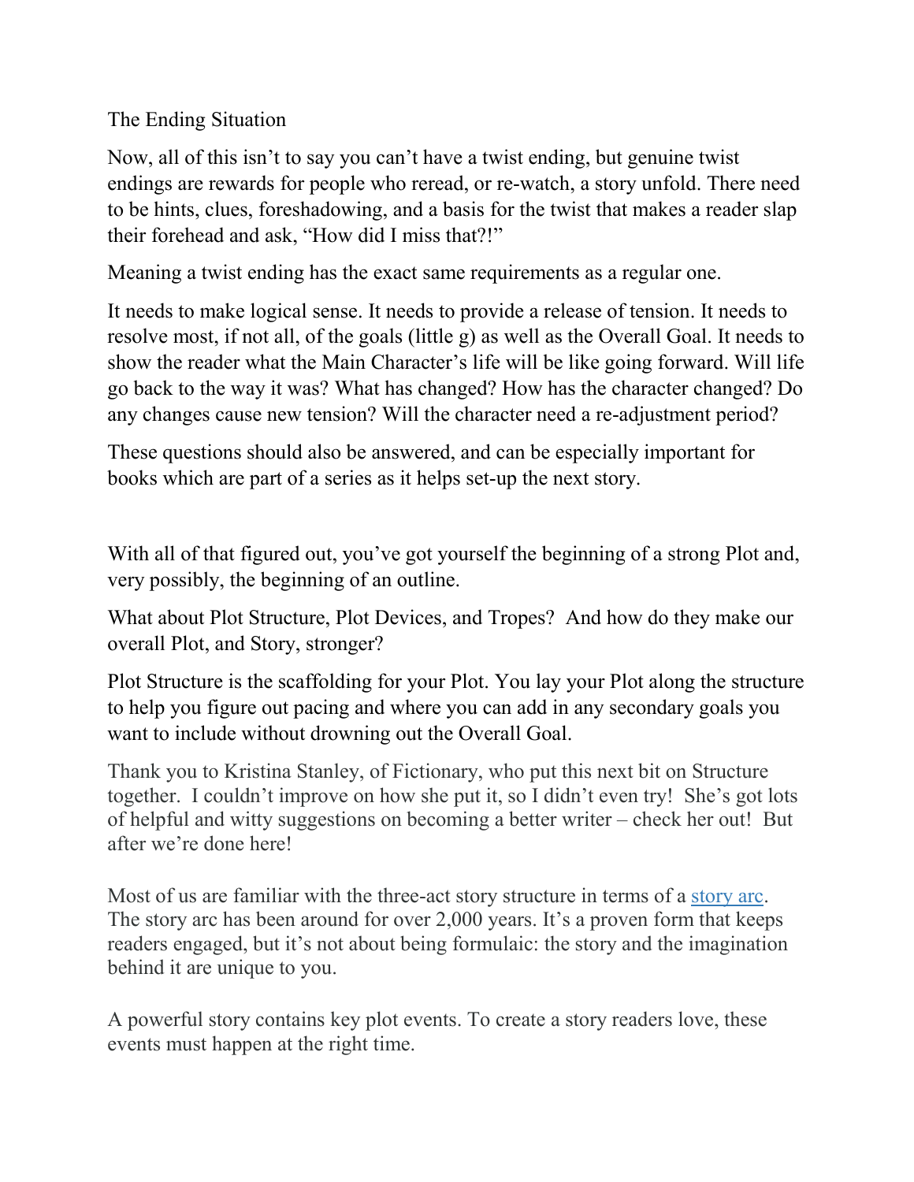## The Ending Situation

Now, all of this isn't to say you can't have a twist ending, but genuine twist endings are rewards for people who reread, or re-watch, a story unfold. There need to be hints, clues, foreshadowing, and a basis for the twist that makes a reader slap their forehead and ask, "How did I miss that?!"

Meaning a twist ending has the exact same requirements as a regular one.

It needs to make logical sense. It needs to provide a release of tension. It needs to resolve most, if not all, of the goals (little g) as well as the Overall Goal. It needs to show the reader what the Main Character's life will be like going forward. Will life go back to the way it was? What has changed? How has the character changed? Do any changes cause new tension? Will the character need a re-adjustment period?

These questions should also be answered, and can be especially important for books which are part of a series as it helps set-up the next story.

With all of that figured out, you've got yourself the beginning of a strong Plot and, very possibly, the beginning of an outline.

What about Plot Structure, Plot Devices, and Tropes? And how do they make our overall Plot, and Story, stronger?

Plot Structure is the scaffolding for your Plot. You lay your Plot along the structure to help you figure out pacing and where you can add in any secondary goals you want to include without drowning out the Overall Goal.

Thank you to Kristina Stanley, of Fictionary, who put this next bit on Structure together. I couldn't improve on how she put it, so I didn't even try! She's got lots of helpful and witty suggestions on becoming a better writer – check her out! But after we're done here!

Most of us are familiar with the three-act story structure in terms of a story arc. The story arc has been around for over 2,000 years. It's a proven form that keeps readers engaged, but it's not about being formulaic: the story and the imagination behind it are unique to you.

A powerful story contains key plot events. To create a story readers love, these events must happen at the right time.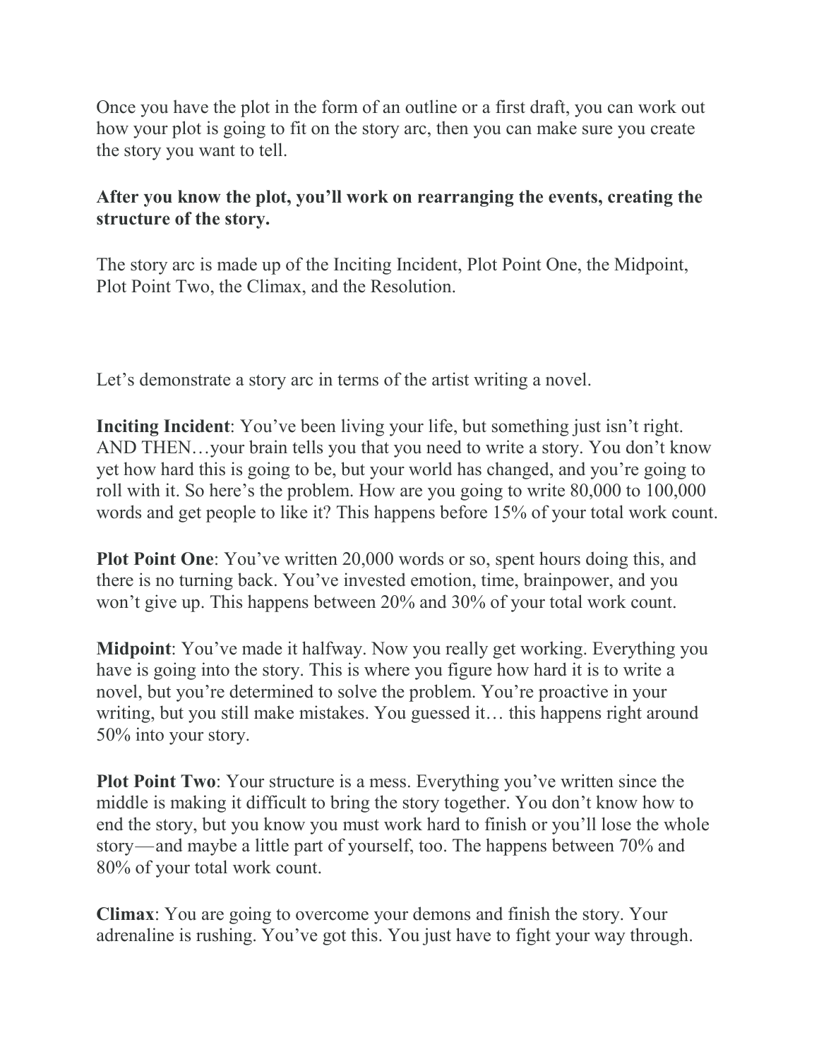Once you have the plot in the form of an outline or a first draft, you can work out how your plot is going to fit on the story arc, then you can make sure you create the story you want to tell.

**After you know the plot, you'll work on rearranging the events, creating the structure of the story.**

The story arc is made up of the Inciting Incident, Plot Point One, the Midpoint, Plot Point Two, the Climax, and the Resolution.

Let's demonstrate a story arc in terms of the artist writing a novel.

**Inciting Incident**: You've been living your life, but something just isn't right. AND THEN…your brain tells you that you need to write a story. You don't know yet how hard this is going to be, but your world has changed, and you're going to roll with it. So here's the problem. How are you going to write 80,000 to 100,000 words and get people to like it? This happens before 15% of your total work count.

**Plot Point One**: You've written 20,000 words or so, spent hours doing this, and there is no turning back. You've invested emotion, time, brainpower, and you won't give up. This happens between 20% and 30% of your total work count.

**Midpoint**: You've made it halfway. Now you really get working. Everything you have is going into the story. This is where you figure how hard it is to write a novel, but you're determined to solve the problem. You're proactive in your writing, but you still make mistakes. You guessed it… this happens right around 50% into your story.

**Plot Point Two**: Your structure is a mess. Everything you've written since the middle is making it difficult to bring the story together. You don't know how to end the story, but you know you must work hard to finish or you'll lose the whole story—and maybe a little part of yourself, too. The happens between 70% and 80% of your total work count.

**Climax**: You are going to overcome your demons and finish the story. Your adrenaline is rushing. You've got this. You just have to fight your way through.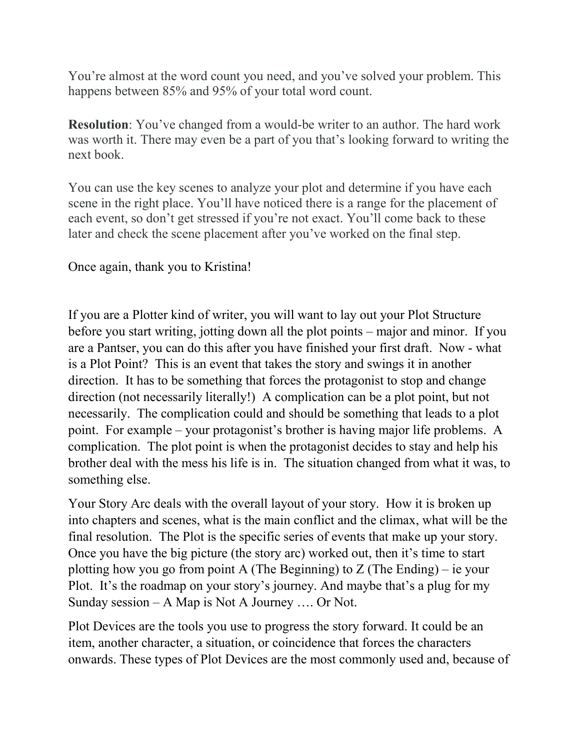You're almost at the word count you need, and you've solved your problem. This happens between 85% and 95% of your total word count.

**Resolution**: You've changed from a would-be writer to an author. The hard work was worth it. There may even be a part of you that's looking forward to writing the next book.

You can use the key scenes to analyze your plot and determine if you have each scene in the right place. You'll have noticed there is a range for the placement of each event, so don't get stressed if you're not exact. You'll come back to these later and check the scene placement after you've worked on the final step.

Once again, thank you to Kristina!

If you are a Plotter kind of writer, you will want to lay out your Plot Structure before you start writing, jotting down all the plot points – major and minor. If you are a Pantser, you can do this after you have finished your first draft. Now - what is a Plot Point? This is an event that takes the story and swings it in another direction. It has to be something that forces the protagonist to stop and change direction (not necessarily literally!) A complication can be a plot point, but not necessarily. The complication could and should be something that leads to a plot point. For example – your protagonist's brother is having major life problems. A complication. The plot point is when the protagonist decides to stay and help his brother deal with the mess his life is in. The situation changed from what it was, to something else.

Your Story Arc deals with the overall layout of your story. How it is broken up into chapters and scenes, what is the main conflict and the climax, what will be the final resolution. The Plot is the specific series of events that make up your story. Once you have the big picture (the story arc) worked out, then it's time to start plotting how you go from point A (The Beginning) to Z (The Ending) – ie your Plot. It's the roadmap on your story's journey. And maybe that's a plug for my Sunday session – A Map is Not A Journey …. Or Not.

Plot Devices are the tools you use to progress the story forward. It could be an item, another character, a situation, or coincidence that forces the characters onwards. These types of Plot Devices are the most commonly used and, because of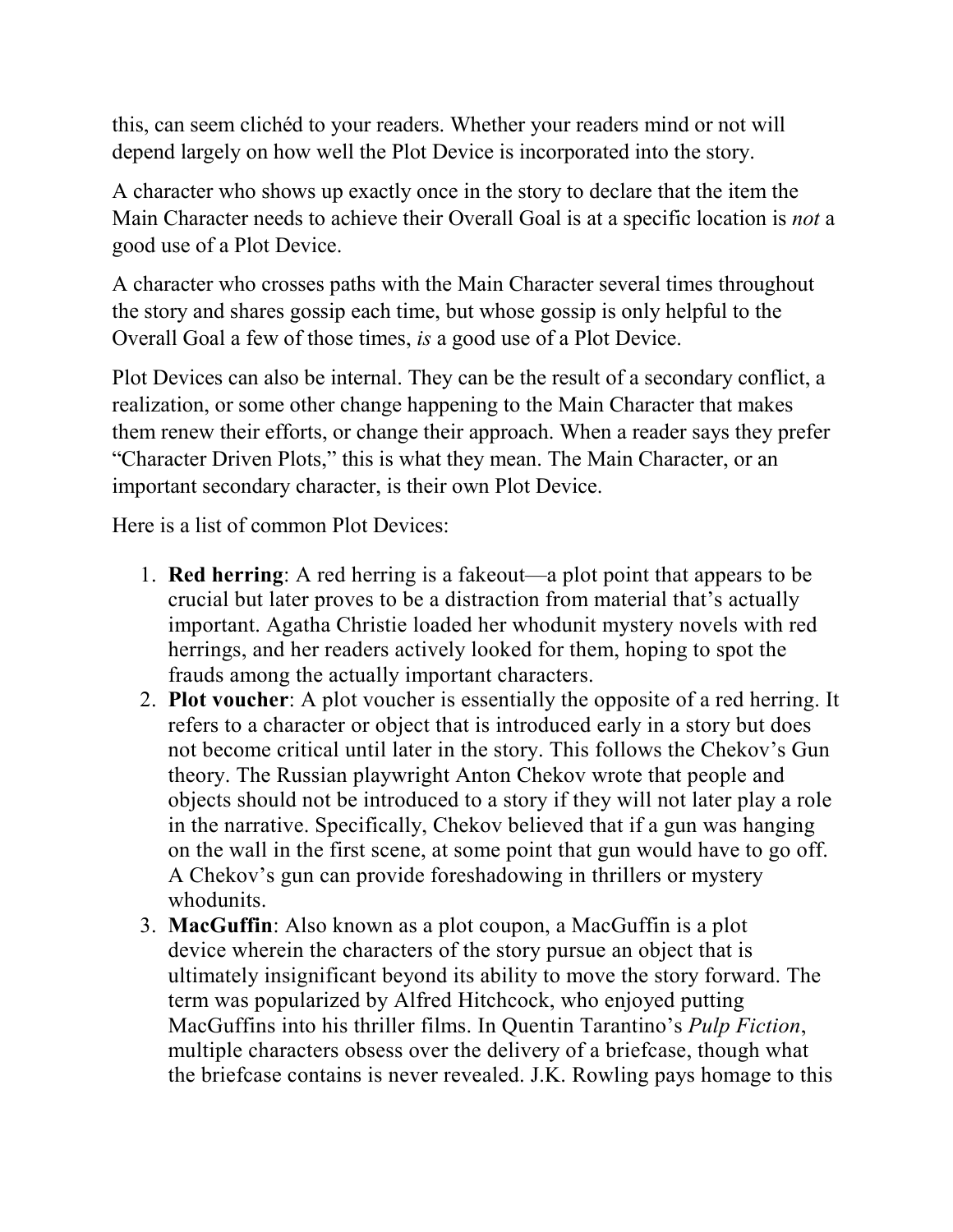this, can seem clichéd to your readers. Whether your readers mind or not will depend largely on how well the Plot Device is incorporated into the story.

A character who shows up exactly once in the story to declare that the item the Main Character needs to achieve their Overall Goal is at a specific location is *not* a good use of a Plot Device.

A character who crosses paths with the Main Character several times throughout the story and shares gossip each time, but whose gossip is only helpful to the Overall Goal a few of those times, *is* a good use of a Plot Device.

Plot Devices can also be internal. They can be the result of a secondary conflict, a realization, or some other change happening to the Main Character that makes them renew their efforts, or change their approach. When a reader says they prefer "Character Driven Plots," this is what they mean. The Main Character, or an important secondary character, is their own Plot Device.

Here is a list of common Plot Devices:

1. **Red herring**: A red herring is a fakeout—a plot point that appears to be crucial but later proves to be a distraction from material that's actually important. Agatha Christie loaded her whodunit mystery novels with red herrings, and her readers actively looked for them, hoping to spot the frauds among the actually important characters.
2. **Plot voucher**: A plot voucher is essentially the opposite of a red herring. It refers to a character or object that is introduced early in a story but does not become critical until later in the story. This follows the Chekov's Gun theory. The Russian playwright Anton Chekov wrote that people and objects should not be introduced to a story if they will not later play a role in the narrative. Specifically, Chekov believed that if a gun was hanging on the wall in the first scene, at some point that gun would have to go off. A Chekov's gun can provide foreshadowing in thrillers or mystery whodunits.
3. **MacGuffin**: Also known as a plot coupon, a MacGuffin is a plot device wherein the characters of the story pursue an object that is ultimately insignificant beyond its ability to move the story forward. The term was popularized by Alfred Hitchcock, who enjoyed putting MacGuffins into his thriller films. In Quentin Tarantino's *Pulp Fiction*, multiple characters obsess over the delivery of a briefcase, though what the briefcase contains is never revealed. J.K. Rowling pays homage to this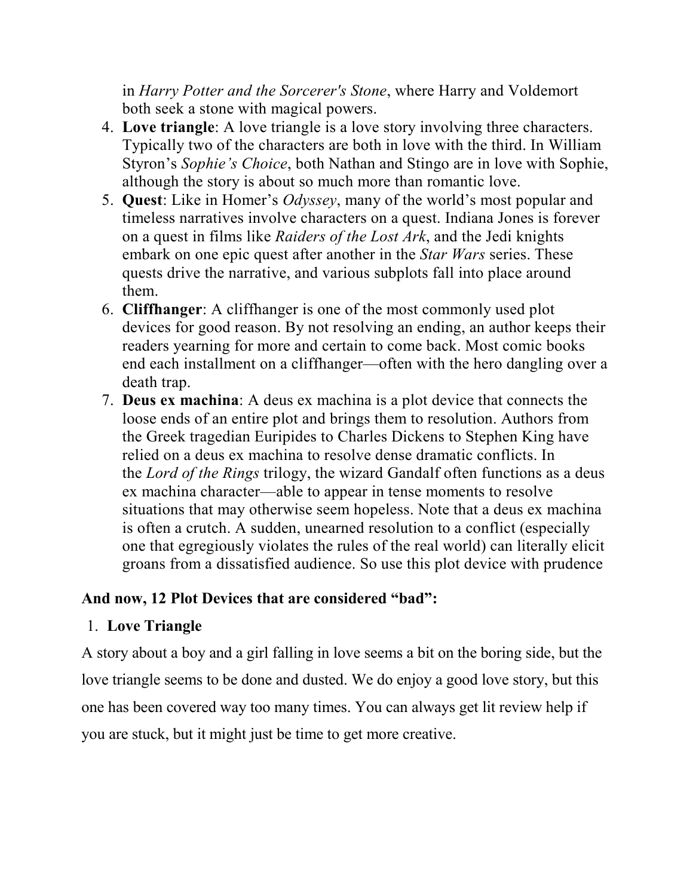in *Harry Potter and the Sorcerer's Stone*, where Harry and Voldemort both seek a stone with magical powers.

4. **Love triangle**: A love triangle is a love story involving three characters. Typically two of the characters are both in love with the third. In William Styron's *Sophie's Choice*, both Nathan and Stingo are in love with Sophie, although the story is about so much more than romantic love.
5. **Quest**: Like in Homer's *Odyssey*, many of the world's most popular and timeless narratives involve characters on a quest. Indiana Jones is forever on a quest in films like *Raiders of the Lost Ark*, and the Jedi knights embark on one epic quest after another in the *Star Wars* series. These quests drive the narrative, and various subplots fall into place around them.
6. **Cliffhanger**: A cliffhanger is one of the most commonly used plot devices for good reason. By not resolving an ending, an author keeps their readers yearning for more and certain to come back. Most comic books end each installment on a cliffhanger—often with the hero dangling over a death trap.
7. **Deus ex machina**: A deus ex machina is a plot device that connects the loose ends of an entire plot and brings them to resolution. Authors from the Greek tragedian Euripides to Charles Dickens to Stephen King have relied on a deus ex machina to resolve dense dramatic conflicts. In the *Lord of the Rings* trilogy, the wizard Gandalf often functions as a deus ex machina character—able to appear in tense moments to resolve situations that may otherwise seem hopeless. Note that a deus ex machina is often a crutch. A sudden, unearned resolution to a conflict (especially one that egregiously violates the rules of the real world) can literally elicit groans from a dissatisfied audience. So use this plot device with prudence

**And now, 12 Plot Devices that are considered "bad":**

1. **Love Triangle**

A story about a boy and a girl falling in love seems a bit on the boring side, but the love triangle seems to be done and dusted. We do enjoy a good love story, but this one has been covered way too many times. You can always get lit review help if you are stuck, but it might just be time to get more creative.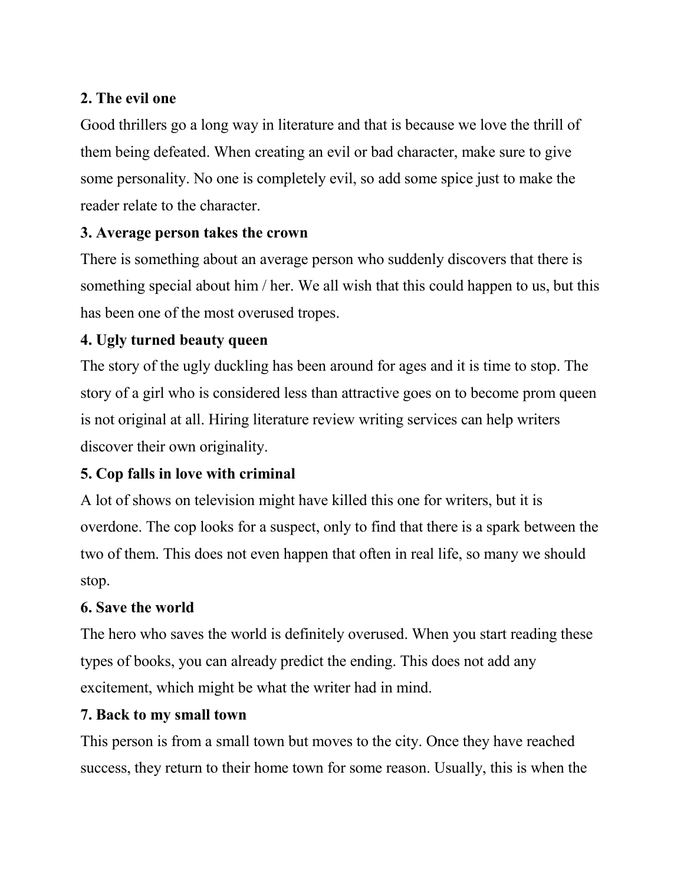**2. The evil one**

Good thrillers go a long way in literature and that is because we love the thrill of them being defeated. When creating an evil or bad character, make sure to give some personality. No one is completely evil, so add some spice just to make the reader relate to the character.

**3. Average person takes the crown**

There is something about an average person who suddenly discovers that there is something special about him / her. We all wish that this could happen to us, but this has been one of the most overused tropes.

**4. Ugly turned beauty queen**

The story of the ugly duckling has been around for ages and it is time to stop. The story of a girl who is considered less than attractive goes on to become prom queen is not original at all. Hiring literature review writing services can help writers discover their own originality.

**5. Cop falls in love with criminal**

A lot of shows on television might have killed this one for writers, but it is overdone. The cop looks for a suspect, only to find that there is a spark between the two of them. This does not even happen that often in real life, so many we should stop.

**6. Save the world**

The hero who saves the world is definitely overused. When you start reading these types of books, you can already predict the ending. This does not add any excitement, which might be what the writer had in mind.

**7. Back to my small town**

This person is from a small town but moves to the city. Once they have reached success, they return to their home town for some reason. Usually, this is when the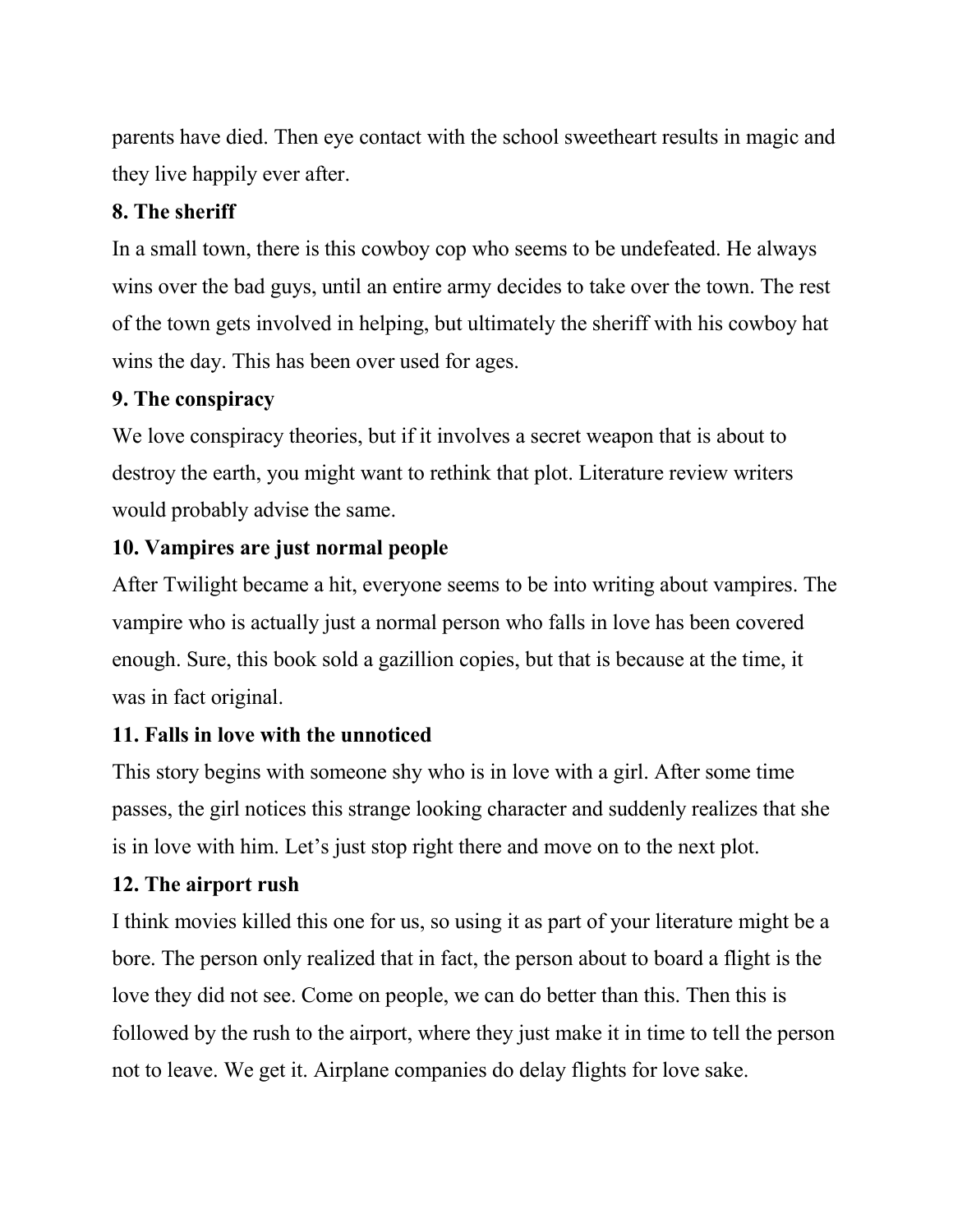parents have died. Then eye contact with the school sweetheart results in magic and they live happily ever after.

**8. The sheriff**

In a small town, there is this cowboy cop who seems to be undefeated. He always wins over the bad guys, until an entire army decides to take over the town. The rest of the town gets involved in helping, but ultimately the sheriff with his cowboy hat wins the day. This has been over used for ages.

**9. The conspiracy**

We love conspiracy theories, but if it involves a secret weapon that is about to destroy the earth, you might want to rethink that plot. Literature review writers would probably advise the same.

**10. Vampires are just normal people**

After Twilight became a hit, everyone seems to be into writing about vampires. The vampire who is actually just a normal person who falls in love has been covered enough. Sure, this book sold a gazillion copies, but that is because at the time, it was in fact original.

**11. Falls in love with the unnoticed**

This story begins with someone shy who is in love with a girl. After some time passes, the girl notices this strange looking character and suddenly realizes that she is in love with him. Let's just stop right there and move on to the next plot.

**12. The airport rush**

I think movies killed this one for us, so using it as part of your literature might be a bore. The person only realized that in fact, the person about to board a flight is the love they did not see. Come on people, we can do better than this. Then this is followed by the rush to the airport, where they just make it in time to tell the person not to leave. We get it. Airplane companies do delay flights for love sake.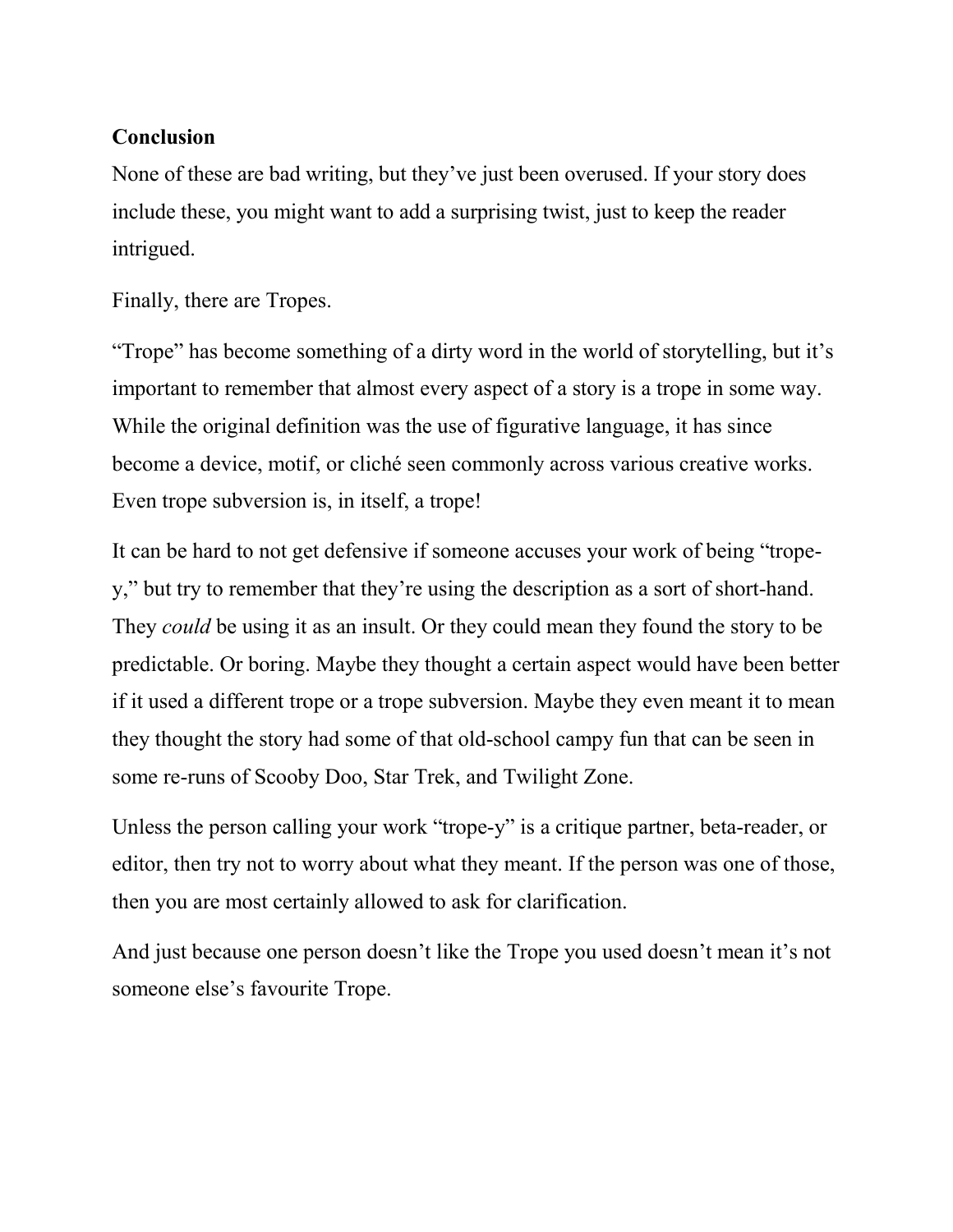**Conclusion**

None of these are bad writing, but they've just been overused. If your story does include these, you might want to add a surprising twist, just to keep the reader intrigued.

Finally, there are Tropes.

"Trope" has become something of a dirty word in the world of storytelling, but it's important to remember that almost every aspect of a story is a trope in some way. While the original definition was the use of figurative language, it has since become a device, motif, or cliché seen commonly across various creative works. Even trope subversion is, in itself, a trope!

It can be hard to not get defensive if someone accuses your work of being "trope-y," but try to remember that they're using the description as a sort of short-hand. They *could* be using it as an insult. Or they could mean they found the story to be predictable. Or boring. Maybe they thought a certain aspect would have been better if it used a different trope or a trope subversion. Maybe they even meant it to mean they thought the story had some of that old-school campy fun that can be seen in some re-runs of Scooby Doo, Star Trek, and Twilight Zone.

Unless the person calling your work "trope-y" is a critique partner, beta-reader, or editor, then try not to worry about what they meant. If the person was one of those, then you are most certainly allowed to ask for clarification.

And just because one person doesn't like the Trope you used doesn't mean it's not someone else's favourite Trope.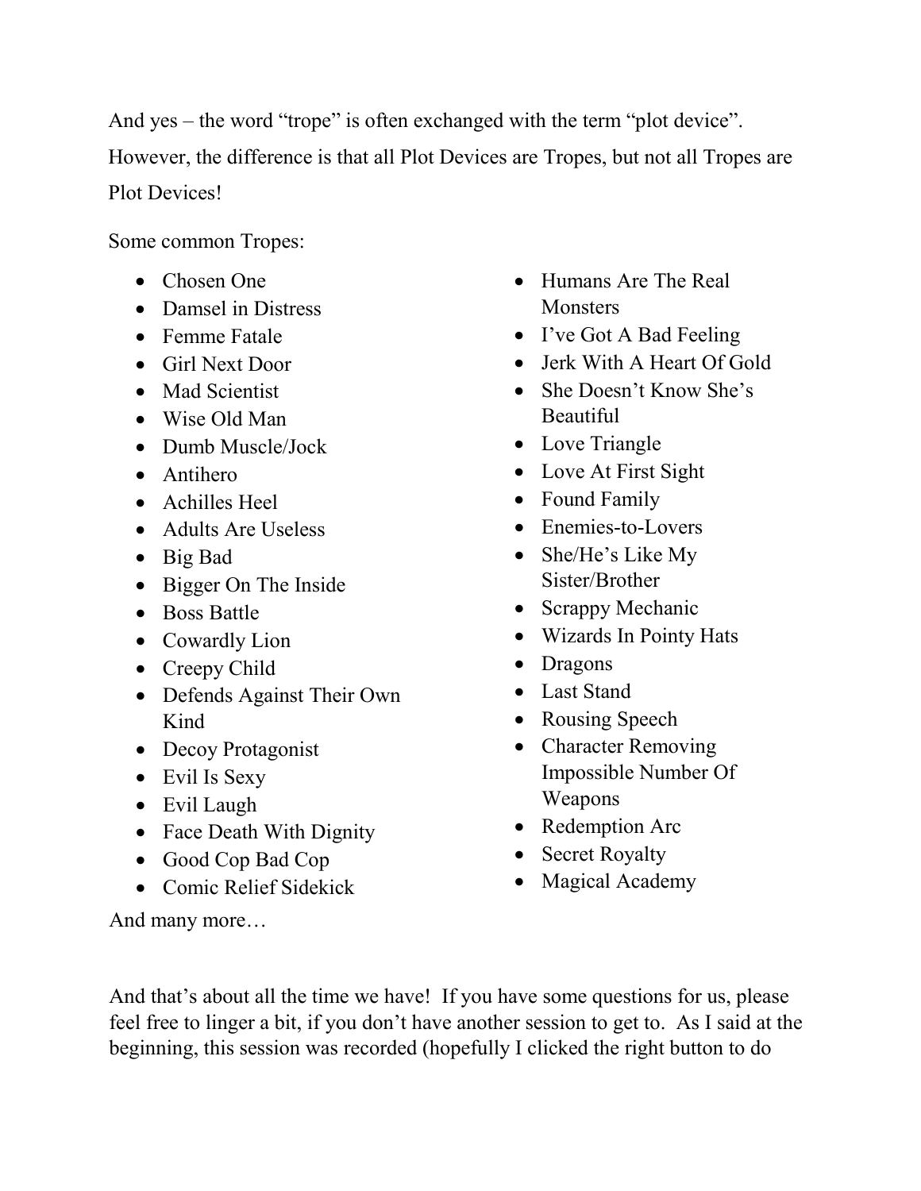And yes – the word "trope" is often exchanged with the term "plot device". However, the difference is that all Plot Devices are Tropes, but not all Tropes are Plot Devices!

Some common Tropes:

- Chosen One
- Damsel in Distress
- Femme Fatale
- Girl Next Door
- Mad Scientist
- Wise Old Man
- Dumb Muscle/Jock
- Antihero
- Achilles Heel
- Adults Are Useless
- Big Bad
- Bigger On The Inside
- Boss Battle
- Cowardly Lion
- Creepy Child
- Defends Against Their Own Kind
- Decoy Protagonist
- Evil Is Sexy
- Evil Laugh
- Face Death With Dignity
- Good Cop Bad Cop
- Comic Relief Sidekick
- Humans Are The Real Monsters
- I've Got A Bad Feeling
- Jerk With A Heart Of Gold
- She Doesn't Know She's Beautiful
- Love Triangle
- Love At First Sight
- Found Family
- Enemies-to-Lovers
- She/He's Like My Sister/Brother
- Scrappy Mechanic
- Wizards In Pointy Hats
- Dragons
- Last Stand
- Rousing Speech
- Character Removing Impossible Number Of Weapons
- Redemption Arc
- Secret Royalty
- Magical Academy

And many more…

And that's about all the time we have! If you have some questions for us, please feel free to linger a bit, if you don't have another session to get to. As I said at the beginning, this session was recorded (hopefully I clicked the right button to do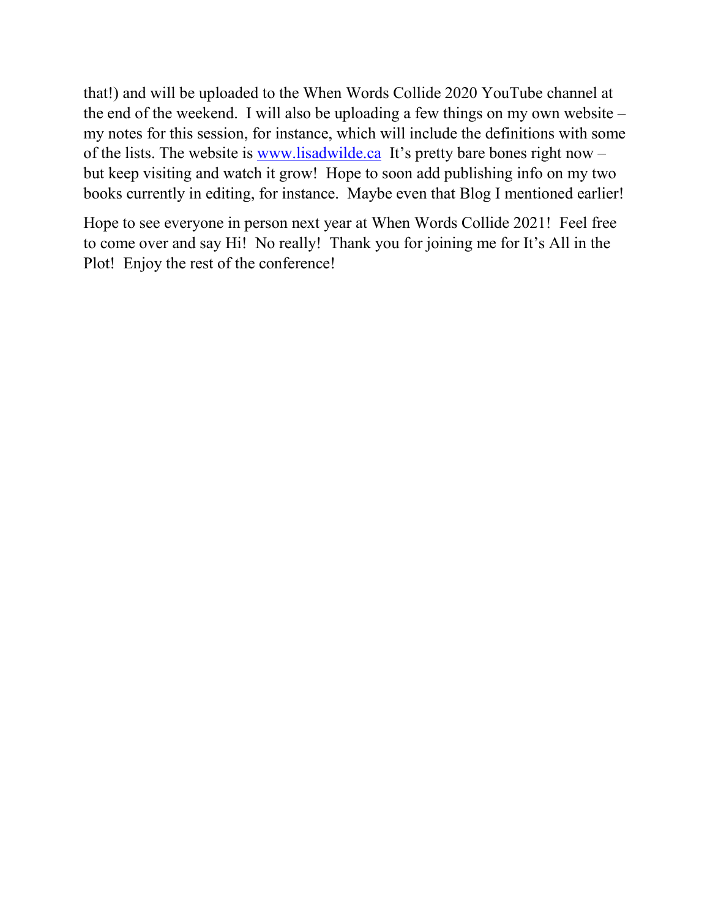that!) and will be uploaded to the When Words Collide 2020 YouTube channel at the end of the weekend. I will also be uploading a few things on my own website – my notes for this session, for instance, which will include the definitions with some of the lists. The website is [www.lisadwilde.ca](http://www.lisadwilde.ca) It's pretty bare bones right now – but keep visiting and watch it grow! Hope to soon add publishing info on my two books currently in editing, for instance. Maybe even that Blog I mentioned earlier!

Hope to see everyone in person next year at When Words Collide 2021! Feel free to come over and say Hi! No really! Thank you for joining me for It's All in the Plot! Enjoy the rest of the conference!